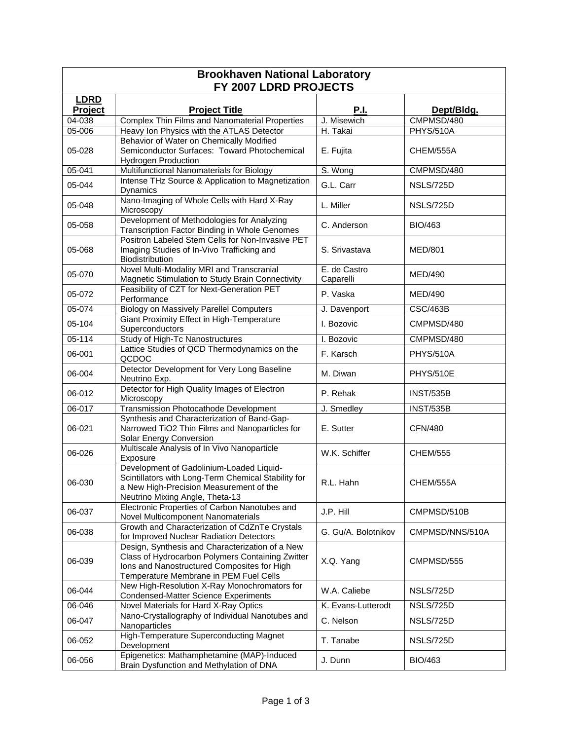# Brookhaven National Laboratory
## FY 2007 LDRD PROJECTS

| LDRD Project | Project Title | P.I. | Dept/Bldg. |
|---|---|---|---|
| 04-038 | Complex Thin Films and Nanomaterial Properties | J. Misewich | CMPMSD/480 |
| 05-006 | Heavy Ion Physics with the ATLAS Detector | H. Takai | PHYS/510A |
| 05-028 | Behavior of Water on Chemically Modified Semiconductor Surfaces: Toward Photochemical Hydrogen Production | E. Fujita | CHEM/555A |
| 05-041 | Multifunctional Nanomaterials for Biology | S. Wong | CMPMSD/480 |
| 05-044 | Intense THz Source & Application to Magnetization Dynamics | G.L. Carr | NSLS/725D |
| 05-048 | Nano-Imaging of Whole Cells with Hard X-Ray Microscopy | L. Miller | NSLS/725D |
| 05-058 | Development of Methodologies for Analyzing Transcription Factor Binding in Whole Genomes | C. Anderson | BIO/463 |
| 05-068 | Positron Labeled Stem Cells for Non-Invasive PET Imaging Studies of In-Vivo Trafficking and Biodistribution | S. Srivastava | MED/801 |
| 05-070 | Novel Multi-Modality MRI and Transcranial Magnetic Stimulation to Study Brain Connectivity | E. de Castro Caparelli | MED/490 |
| 05-072 | Feasibility of CZT for Next-Generation PET Performance | P. Vaska | MED/490 |
| 05-074 | Biology on Massively Parellel Computers | J. Davenport | CSC/463B |
| 05-104 | Giant Proximity Effect in High-Temperature Superconductors | I. Bozovic | CMPMSD/480 |
| 05-114 | Study of High-Tc Nanostructures | I. Bozovic | CMPMSD/480 |
| 06-001 | Lattice Studies of QCD Thermodynamics on the QCDOC | F. Karsch | PHYS/510A |
| 06-004 | Detector Development for Very Long Baseline Neutrino Exp. | M. Diwan | PHYS/510E |
| 06-012 | Detector for High Quality Images of Electron Microscopy | P. Rehak | INST/535B |
| 06-017 | Transmission Photocathode Development | J. Smedley | INST/535B |
| 06-021 | Synthesis and Characterization of Band-Gap-Narrowed TiO2 Thin Films and Nanoparticles for Solar Energy Conversion | E. Sutter | CFN/480 |
| 06-026 | Multiscale Analysis of In Vivo Nanoparticle Exposure | W.K. Schiffer | CHEM/555 |
| 06-030 | Development of Gadolinium-Loaded Liquid-Scintillators with Long-Term Chemical Stability for a New High-Precision Measurement of the Neutrino Mixing Angle, Theta-13 | R.L. Hahn | CHEM/555A |
| 06-037 | Electronic Properties of Carbon Nanotubes and Novel Multicomponent Nanomaterials | J.P. Hill | CMPMSD/510B |
| 06-038 | Growth and Characterization of CdZnTe Crystals for Improved Nuclear Radiation Detectors | G. Gu/A. Bolotnikov | CMPMSD/NNS/510A |
| 06-039 | Design, Synthesis and Characterization of a New Class of Hydrocarbon Polymers Containing Zwitter Ions and Nanostructured Composites for High Temperature Membrane in PEM Fuel Cells | X.Q. Yang | CMPMSD/555 |
| 06-044 | New High-Resolution X-Ray Monochromators for Condensed-Matter Science Experiments | W.A. Caliebe | NSLS/725D |
| 06-046 | Novel Materials for Hard X-Ray Optics | K. Evans-Lutterodt | NSLS/725D |
| 06-047 | Nano-Crystallography of Individual Nanotubes and Nanoparticles | C. Nelson | NSLS/725D |
| 06-052 | High-Temperature Superconducting Magnet Development | T. Tanabe | NSLS/725D |
| 06-056 | Epigenetics: Mathamphetamine (MAP)-Induced Brain Dysfunction and Methylation of DNA | J. Dunn | BIO/463 |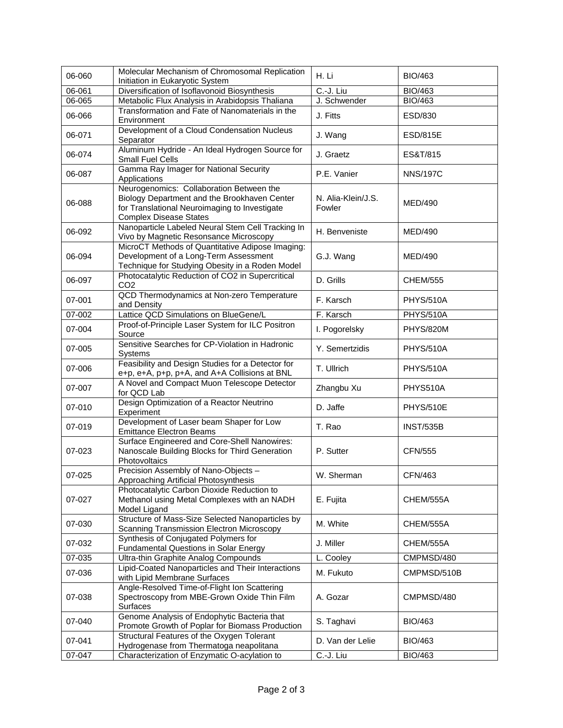| | | | |
|---|---|---|---|
| 06-060 | Molecular Mechanism of Chromosomal Replication Initiation in Eukaryotic System | H. Li | BIO/463 |
| 06-061 | Diversification of Isoflavonoid Biosynthesis | C.-J. Liu | BIO/463 |
| 06-065 | Metabolic Flux Analysis in Arabidopsis Thaliana | J. Schwender | BIO/463 |
| 06-066 | Transformation and Fate of Nanomaterials in the Environment | J. Fitts | ESD/830 |
| 06-071 | Development of a Cloud Condensation Nucleus Separator | J. Wang | ESD/815E |
| 06-074 | Aluminum Hydride - An Ideal Hydrogen Source for Small Fuel Cells | J. Graetz | ES&T/815 |
| 06-087 | Gamma Ray Imager for National Security Applications | P.E. Vanier | NNS/197C |
| 06-088 | Neurogenomics: Collaboration Between the Biology Department and the Brookhaven Center for Translational Neuroimaging to Investigate Complex Disease States | N. Alia-Klein/J.S. Fowler | MED/490 |
| 06-092 | Nanoparticle Labeled Neural Stem Cell Tracking In Vivo by Magnetic Resonance Microscopy | H. Benveniste | MED/490 |
| 06-094 | MicroCT Methods of Quantitative Adipose Imaging: Development of a Long-Term Assessment Technique for Studying Obesity in a Roden Model | G.J. Wang | MED/490 |
| 06-097 | Photocatalytic Reduction of CO2 in Supercritical CO2 | D. Grills | CHEM/555 |
| 07-001 | QCD Thermodynamics at Non-zero Temperature and Density | F. Karsch | PHYS/510A |
| 07-002 | Lattice QCD Simulations on BlueGene/L | F. Karsch | PHYS/510A |
| 07-004 | Proof-of-Principle Laser System for ILC Positron Source | I. Pogorelsky | PHYS/820M |
| 07-005 | Sensitive Searches for CP-Violation in Hadronic Systems | Y. Semertzidis | PHYS/510A |
| 07-006 | Feasibility and Design Studies for a Detector for e+p, e+A, p+p, p+A, and A+A Collisions at BNL | T. Ullrich | PHYS/510A |
| 07-007 | A Novel and Compact Muon Telescope Detector for QCD Lab | Zhangbu Xu | PHYS510A |
| 07-010 | Design Optimization of a Reactor Neutrino Experiment | D. Jaffe | PHYS/510E |
| 07-019 | Development of Laser beam Shaper for Low Emittance Electron Beams | T. Rao | INST/535B |
| 07-023 | Surface Engineered and Core-Shell Nanowires: Nanoscale Building Blocks for Third Generation Photovoltaics | P. Sutter | CFN/555 |
| 07-025 | Precision Assembly of Nano-Objects – Approaching Artificial Photosynthesis | W. Sherman | CFN/463 |
| 07-027 | Photocatalytic Carbon Dioxide Reduction to Methanol using Metal Complexes with an NADH Model Ligand | E. Fujita | CHEM/555A |
| 07-030 | Structure of Mass-Size Selected Nanoparticles by Scanning Transmission Electron Microscopy | M. White | CHEM/555A |
| 07-032 | Synthesis of Conjugated Polymers for Fundamental Questions in Solar Energy | J. Miller | CHEM/555A |
| 07-035 | Ultra-thin Graphite Analog Compounds | L. Cooley | CMPMSD/480 |
| 07-036 | Lipid-Coated Nanoparticles and Their Interactions with Lipid Membrane Surfaces | M. Fukuto | CMPMSD/510B |
| 07-038 | Angle-Resolved Time-of-Flight Ion Scattering Spectroscopy from MBE-Grown Oxide Thin Film Surfaces | A. Gozar | CMPMSD/480 |
| 07-040 | Genome Analysis of Endophytic Bacteria that Promote Growth of Poplar for Biomass Production | S. Taghavi | BIO/463 |
| 07-041 | Structural Features of the Oxygen Tolerant Hydrogenase from Thermatoga neapolitana | D. Van der Lelie | BIO/463 |
| 07-047 | Characterization of Enzymatic O-acylation to | C.-J. Liu | BIO/463 |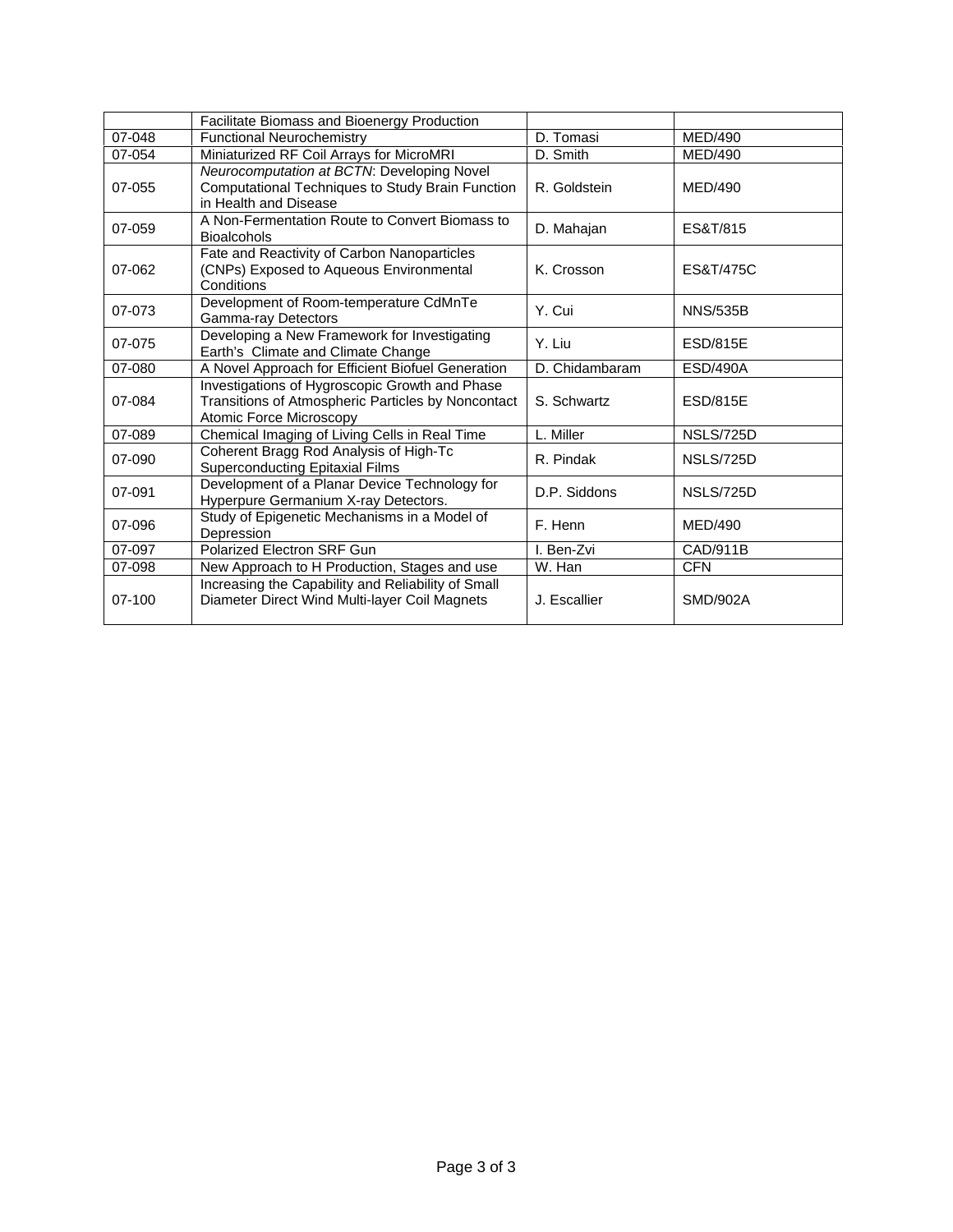| | | | |
|---|---|---|---|
| | Facilitate Biomass and Bioenergy Production | | |
| 07-048 | Functional Neurochemistry | D. Tomasi | MED/490 |
| 07-054 | Miniaturized RF Coil Arrays for MicroMRI | D. Smith | MED/490 |
| 07-055 | *Neurocomputation at BCTN*: Developing Novel Computational Techniques to Study Brain Function in Health and Disease | R. Goldstein | MED/490 |
| 07-059 | A Non-Fermentation Route to Convert Biomass to Bioalcohols | D. Mahajan | ES&T/815 |
| 07-062 | Fate and Reactivity of Carbon Nanoparticles (CNPs) Exposed to Aqueous Environmental Conditions | K. Crosson | ES&T/475C |
| 07-073 | Development of Room-temperature CdMnTe Gamma-ray Detectors | Y. Cui | NNS/535B |
| 07-075 | Developing a New Framework for Investigating Earth's Climate and Climate Change | Y. Liu | ESD/815E |
| 07-080 | A Novel Approach for Efficient Biofuel Generation | D. Chidambaram | ESD/490A |
| 07-084 | Investigations of Hygroscopic Growth and Phase Transitions of Atmospheric Particles by Noncontact Atomic Force Microscopy | S. Schwartz | ESD/815E |
| 07-089 | Chemical Imaging of Living Cells in Real Time | L. Miller | NSLS/725D |
| 07-090 | Coherent Bragg Rod Analysis of High-Tc Superconducting Epitaxial Films | R. Pindak | NSLS/725D |
| 07-091 | Development of a Planar Device Technology for Hyperpure Germanium X-ray Detectors. | D.P. Siddons | NSLS/725D |
| 07-096 | Study of Epigenetic Mechanisms in a Model of Depression | F. Henn | MED/490 |
| 07-097 | Polarized Electron SRF Gun | I. Ben-Zvi | CAD/911B |
| 07-098 | New Approach to H Production, Stages and use | W. Han | CFN |
| 07-100 | Increasing the Capability and Reliability of Small Diameter Direct Wind Multi-layer Coil Magnets | J. Escallier | SMD/902A |